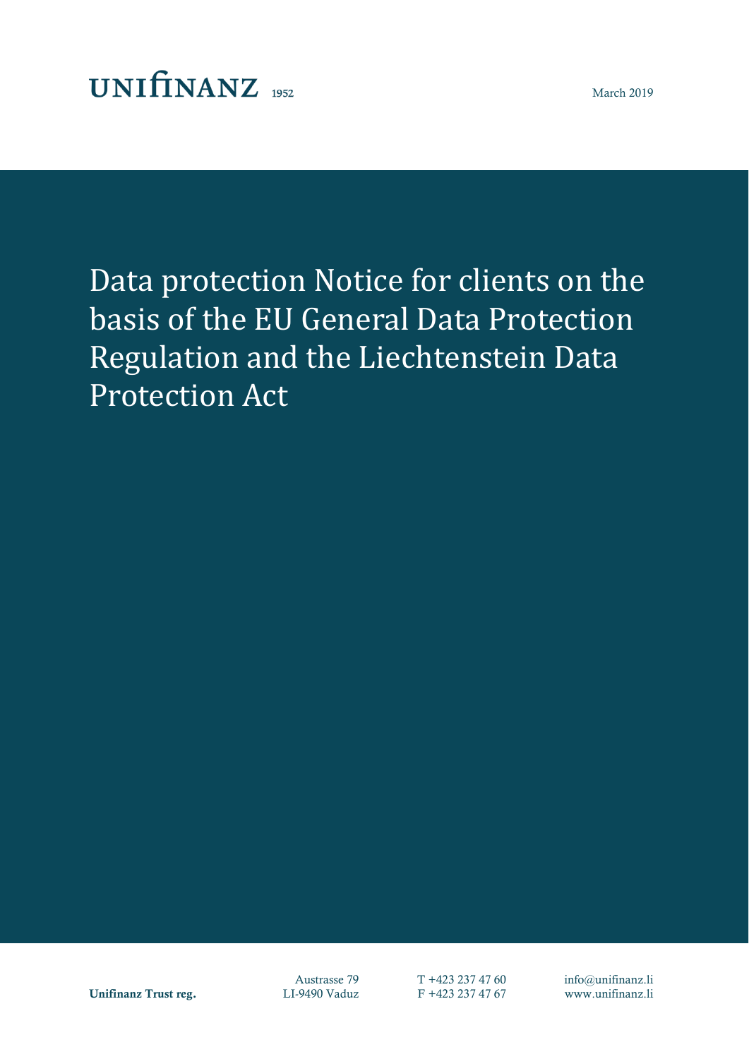UNIfINANZ 1952

March 2019

# Data protection Notice for clients on the basis of the EU General Data Protection Regulation and the Liechtenstein Data Protection Act

**Unifinanz Trust reg.**

Austrasse 79
LI-9490 Vaduz

T +423 237 47 60
F +423 237 47 67

info@unifinanz.li
www.unifinanz.li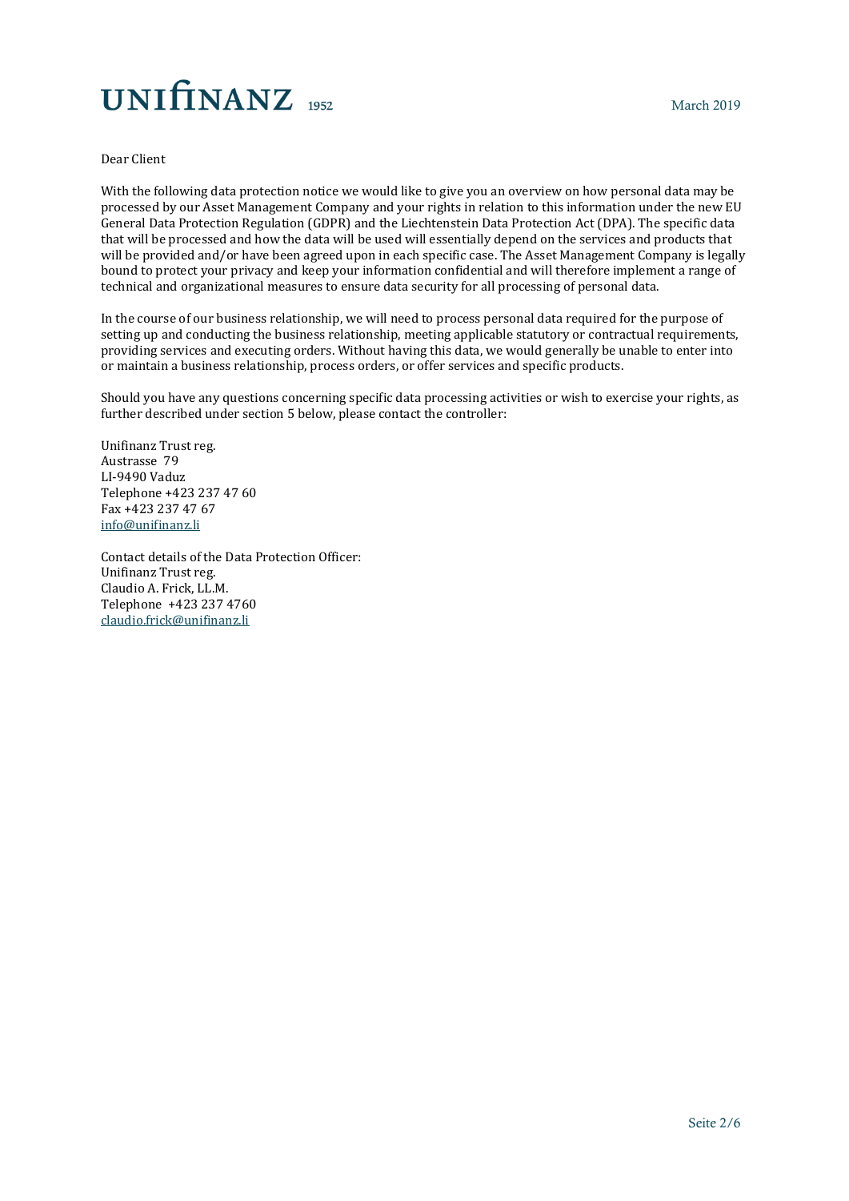UNIfINANZ 1952

March 2019

Dear Client

With the following data protection notice we would like to give you an overview on how personal data may be processed by our Asset Management Company and your rights in relation to this information under the new EU General Data Protection Regulation (GDPR) and the Liechtenstein Data Protection Act (DPA). The specific data that will be processed and how the data will be used will essentially depend on the services and products that will be provided and/or have been agreed upon in each specific case. The Asset Management Company is legally bound to protect your privacy and keep your information confidential and will therefore implement a range of technical and organizational measures to ensure data security for all processing of personal data.

In the course of our business relationship, we will need to process personal data required for the purpose of setting up and conducting the business relationship, meeting applicable statutory or contractual requirements, providing services and executing orders. Without having this data, we would generally be unable to enter into or maintain a business relationship, process orders, or offer services and specific products.

Should you have any questions concerning specific data processing activities or wish to exercise your rights, as further described under section 5 below, please contact the controller:

Unifinanz Trust reg.  
Austrasse 79  
LI-9490 Vaduz  
Telephone +423 237 47 60  
Fax +423 237 47 67  
info@unifinanz.li

Contact details of the Data Protection Officer:  
Unifinanz Trust reg.  
Claudio A. Frick, LL.M.  
Telephone +423 237 4760  
claudio.frick@unifinanz.li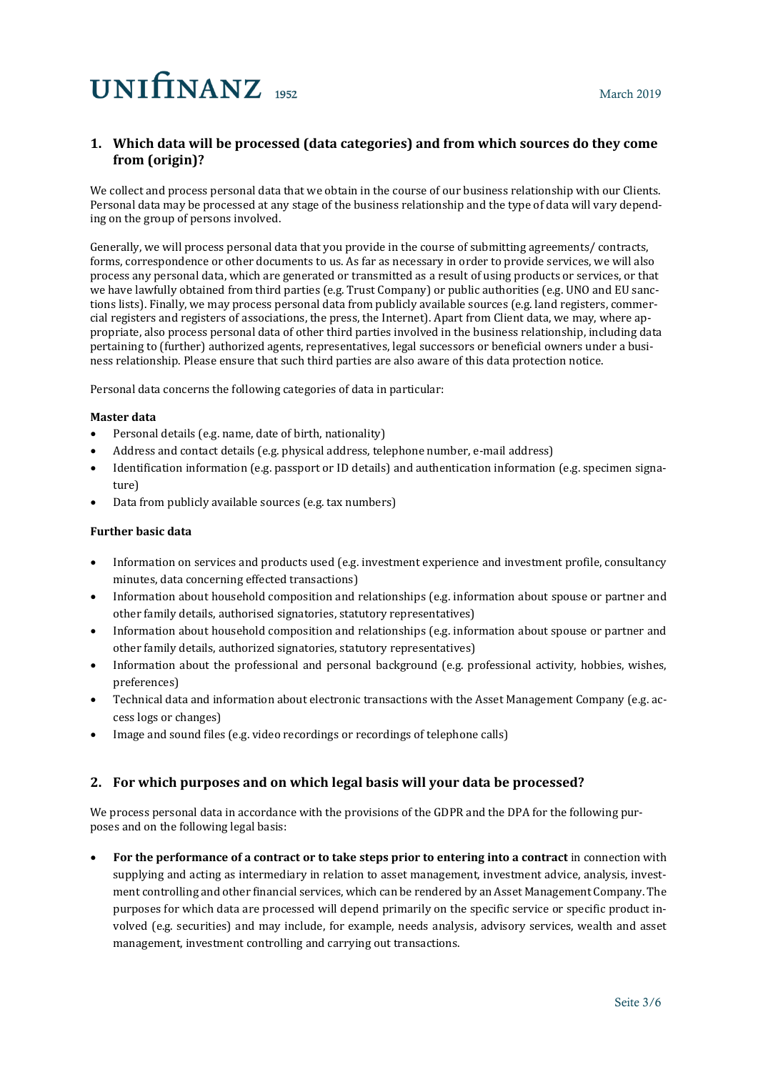## 1. Which data will be processed (data categories) and from which sources do they come from (origin)?

We collect and process personal data that we obtain in the course of our business relationship with our Clients. Personal data may be processed at any stage of the business relationship and the type of data will vary depending on the group of persons involved.

Generally, we will process personal data that you provide in the course of submitting agreements/ contracts, forms, correspondence or other documents to us. As far as necessary in order to provide services, we will also process any personal data, which are generated or transmitted as a result of using products or services, or that we have lawfully obtained from third parties (e.g. Trust Company) or public authorities (e.g. UNO and EU sanctions lists). Finally, we may process personal data from publicly available sources (e.g. land registers, commercial registers and registers of associations, the press, the Internet). Apart from Client data, we may, where appropriate, also process personal data of other third parties involved in the business relationship, including data pertaining to (further) authorized agents, representatives, legal successors or beneficial owners under a business relationship. Please ensure that such third parties are also aware of this data protection notice.

Personal data concerns the following categories of data in particular:

**Master data**

- Personal details (e.g. name, date of birth, nationality)
- Address and contact details (e.g. physical address, telephone number, e-mail address)
- Identification information (e.g. passport or ID details) and authentication information (e.g. specimen signature)
- Data from publicly available sources (e.g. tax numbers)

**Further basic data**

- Information on services and products used (e.g. investment experience and investment profile, consultancy minutes, data concerning effected transactions)
- Information about household composition and relationships (e.g. information about spouse or partner and other family details, authorised signatories, statutory representatives)
- Information about household composition and relationships (e.g. information about spouse or partner and other family details, authorized signatories, statutory representatives)
- Information about the professional and personal background (e.g. professional activity, hobbies, wishes, preferences)
- Technical data and information about electronic transactions with the Asset Management Company (e.g. access logs or changes)
- Image and sound files (e.g. video recordings or recordings of telephone calls)

## 2. For which purposes and on which legal basis will your data be processed?

We process personal data in accordance with the provisions of the GDPR and the DPA for the following purposes and on the following legal basis:

- **For the performance of a contract or to take steps prior to entering into a contract** in connection with supplying and acting as intermediary in relation to asset management, investment advice, analysis, investment controlling and other financial services, which can be rendered by an Asset Management Company. The purposes for which data are processed will depend primarily on the specific service or specific product involved (e.g. securities) and may include, for example, needs analysis, advisory services, wealth and asset management, investment controlling and carrying out transactions.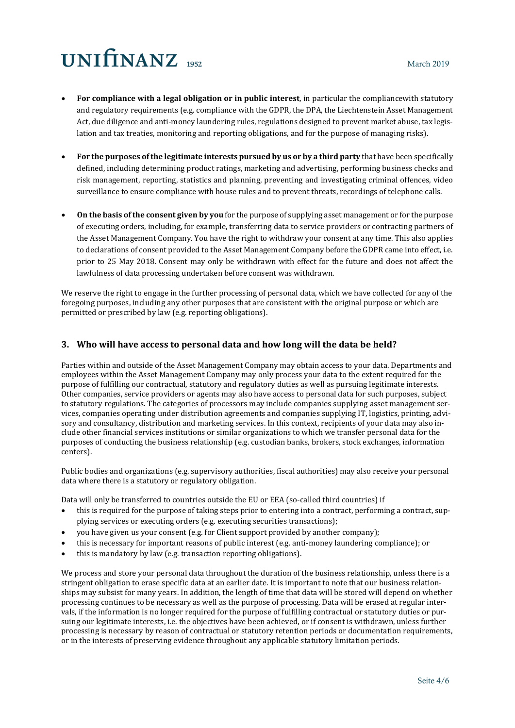- **For compliance with a legal obligation or in public interest**, in particular the compliancewith statutory and regulatory requirements (e.g. compliance with the GDPR, the DPA, the Liechtenstein Asset Management Act, due diligence and anti-money laundering rules, regulations designed to prevent market abuse, tax legislation and tax treaties, monitoring and reporting obligations, and for the purpose of managing risks).

- **For the purposes of the legitimate interests pursued by us or by a third party** that have been specifically defined, including determining product ratings, marketing and advertising, performing business checks and risk management, reporting, statistics and planning, preventing and investigating criminal offences, video surveillance to ensure compliance with house rules and to prevent threats, recordings of telephone calls.

- **On the basis of the consent given by you** for the purpose of supplying asset management or for the purpose of executing orders, including, for example, transferring data to service providers or contracting partners of the Asset Management Company. You have the right to withdraw your consent at any time. This also applies to declarations of consent provided to the Asset Management Company before the GDPR came into effect, i.e. prior to 25 May 2018. Consent may only be withdrawn with effect for the future and does not affect the lawfulness of data processing undertaken before consent was withdrawn.

We reserve the right to engage in the further processing of personal data, which we have collected for any of the foregoing purposes, including any other purposes that are consistent with the original purpose or which are permitted or prescribed by law (e.g. reporting obligations).

## 3. Who will have access to personal data and how long will the data be held?

Parties within and outside of the Asset Management Company may obtain access to your data. Departments and employees within the Asset Management Company may only process your data to the extent required for the purpose of fulfilling our contractual, statutory and regulatory duties as well as pursuing legitimate interests. Other companies, service providers or agents may also have access to personal data for such purposes, subject to statutory regulations. The categories of processors may include companies supplying asset management services, companies operating under distribution agreements and companies supplying IT, logistics, printing, advisory and consultancy, distribution and marketing services. In this context, recipients of your data may also include other financial services institutions or similar organizations to which we transfer personal data for the purposes of conducting the business relationship (e.g. custodian banks, brokers, stock exchanges, information centers).

Public bodies and organizations (e.g. supervisory authorities, fiscal authorities) may also receive your personal data where there is a statutory or regulatory obligation.

Data will only be transferred to countries outside the EU or EEA (so-called third countries) if

- this is required for the purpose of taking steps prior to entering into a contract, performing a contract, supplying services or executing orders (e.g. executing securities transactions);
- you have given us your consent (e.g. for Client support provided by another company);
- this is necessary for important reasons of public interest (e.g. anti-money laundering compliance); or
- this is mandatory by law (e.g. transaction reporting obligations).

We process and store your personal data throughout the duration of the business relationship, unless there is a stringent obligation to erase specific data at an earlier date. It is important to note that our business relationships may subsist for many years. In addition, the length of time that data will be stored will depend on whether processing continues to be necessary as well as the purpose of processing. Data will be erased at regular intervals, if the information is no longer required for the purpose of fulfilling contractual or statutory duties or pursuing our legitimate interests, i.e. the objectives have been achieved, or if consent is withdrawn, unless further processing is necessary by reason of contractual or statutory retention periods or documentation requirements, or in the interests of preserving evidence throughout any applicable statutory limitation periods.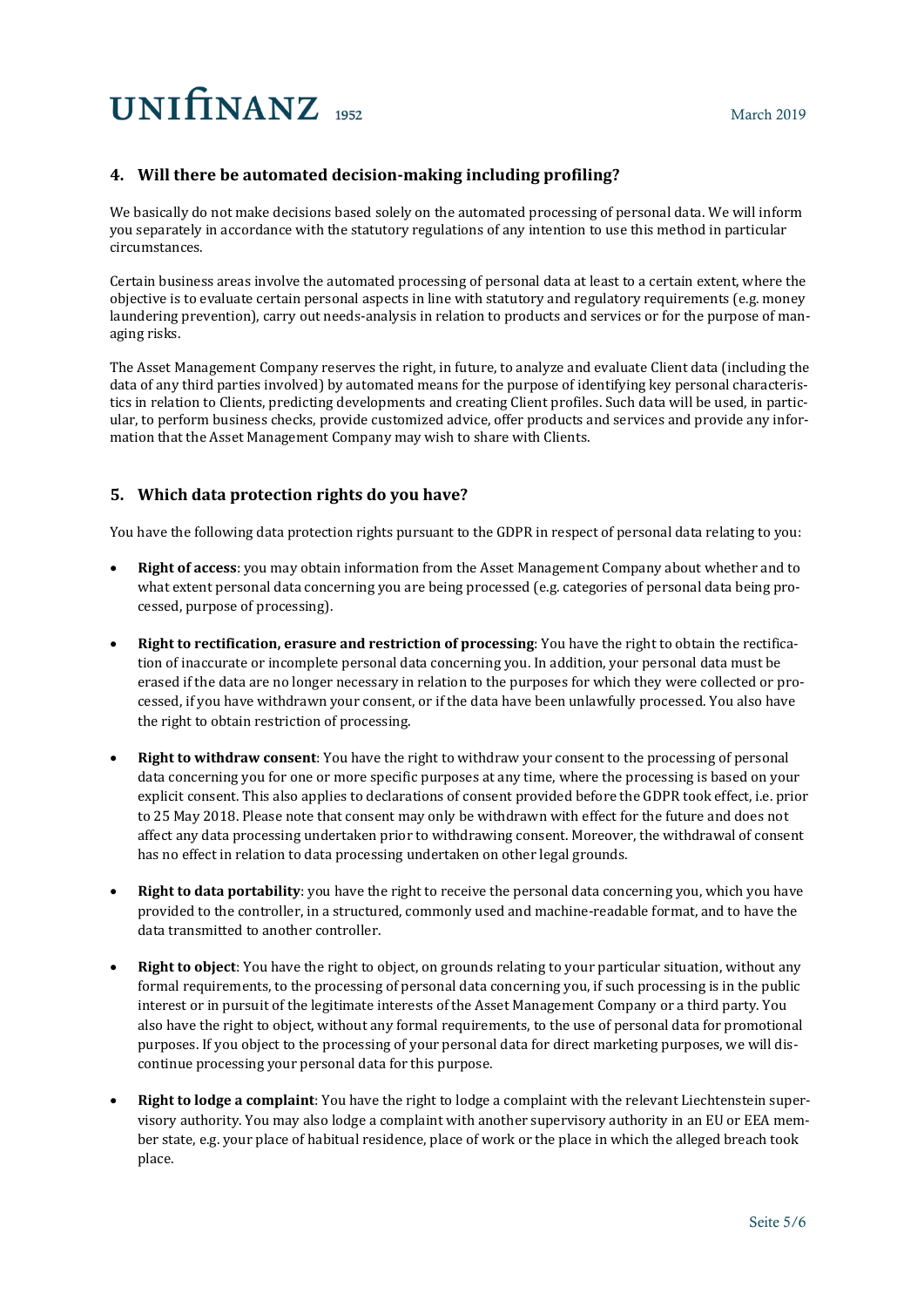## 4. Will there be automated decision-making including profiling?

We basically do not make decisions based solely on the automated processing of personal data. We will inform you separately in accordance with the statutory regulations of any intention to use this method in particular circumstances.

Certain business areas involve the automated processing of personal data at least to a certain extent, where the objective is to evaluate certain personal aspects in line with statutory and regulatory requirements (e.g. money laundering prevention), carry out needs-analysis in relation to products and services or for the purpose of managing risks.

The Asset Management Company reserves the right, in future, to analyze and evaluate Client data (including the data of any third parties involved) by automated means for the purpose of identifying key personal characteristics in relation to Clients, predicting developments and creating Client profiles. Such data will be used, in particular, to perform business checks, provide customized advice, offer products and services and provide any information that the Asset Management Company may wish to share with Clients.

## 5. Which data protection rights do you have?

You have the following data protection rights pursuant to the GDPR in respect of personal data relating to you:

- **Right of access**: you may obtain information from the Asset Management Company about whether and to what extent personal data concerning you are being processed (e.g. categories of personal data being processed, purpose of processing).
- **Right to rectification, erasure and restriction of processing**: You have the right to obtain the rectification of inaccurate or incomplete personal data concerning you. In addition, your personal data must be erased if the data are no longer necessary in relation to the purposes for which they were collected or processed, if you have withdrawn your consent, or if the data have been unlawfully processed. You also have the right to obtain restriction of processing.
- **Right to withdraw consent**: You have the right to withdraw your consent to the processing of personal data concerning you for one or more specific purposes at any time, where the processing is based on your explicit consent. This also applies to declarations of consent provided before the GDPR took effect, i.e. prior to 25 May 2018. Please note that consent may only be withdrawn with effect for the future and does not affect any data processing undertaken prior to withdrawing consent. Moreover, the withdrawal of consent has no effect in relation to data processing undertaken on other legal grounds.
- **Right to data portability**: you have the right to receive the personal data concerning you, which you have provided to the controller, in a structured, commonly used and machine-readable format, and to have the data transmitted to another controller.
- **Right to object**: You have the right to object, on grounds relating to your particular situation, without any formal requirements, to the processing of personal data concerning you, if such processing is in the public interest or in pursuit of the legitimate interests of the Asset Management Company or a third party. You also have the right to object, without any formal requirements, to the use of personal data for promotional purposes. If you object to the processing of your personal data for direct marketing purposes, we will discontinue processing your personal data for this purpose.
- **Right to lodge a complaint**: You have the right to lodge a complaint with the relevant Liechtenstein supervisory authority. You may also lodge a complaint with another supervisory authority in an EU or EEA member state, e.g. your place of habitual residence, place of work or the place in which the alleged breach took place.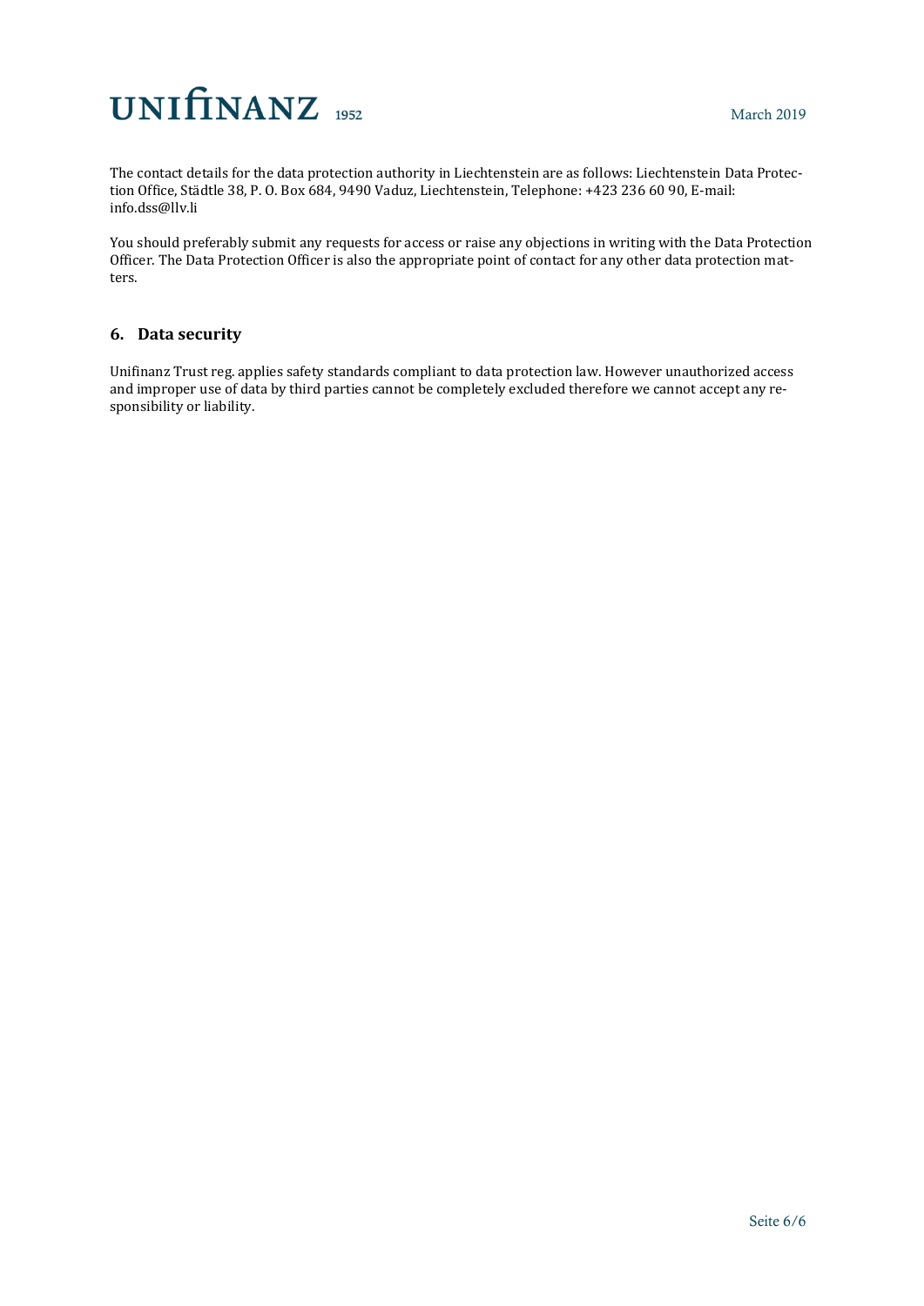The contact details for the data protection authority in Liechtenstein are as follows: Liechtenstein Data Protection Office, Städtle 38, P. O. Box 684, 9490 Vaduz, Liechtenstein, Telephone: +423 236 60 90, E-mail: info.dss@llv.li

You should preferably submit any requests for access or raise any objections in writing with the Data Protection Officer. The Data Protection Officer is also the appropriate point of contact for any other data protection matters.

## 6. Data security

Unifinanz Trust reg. applies safety standards compliant to data protection law. However unauthorized access and improper use of data by third parties cannot be completely excluded therefore we cannot accept any responsibility or liability.